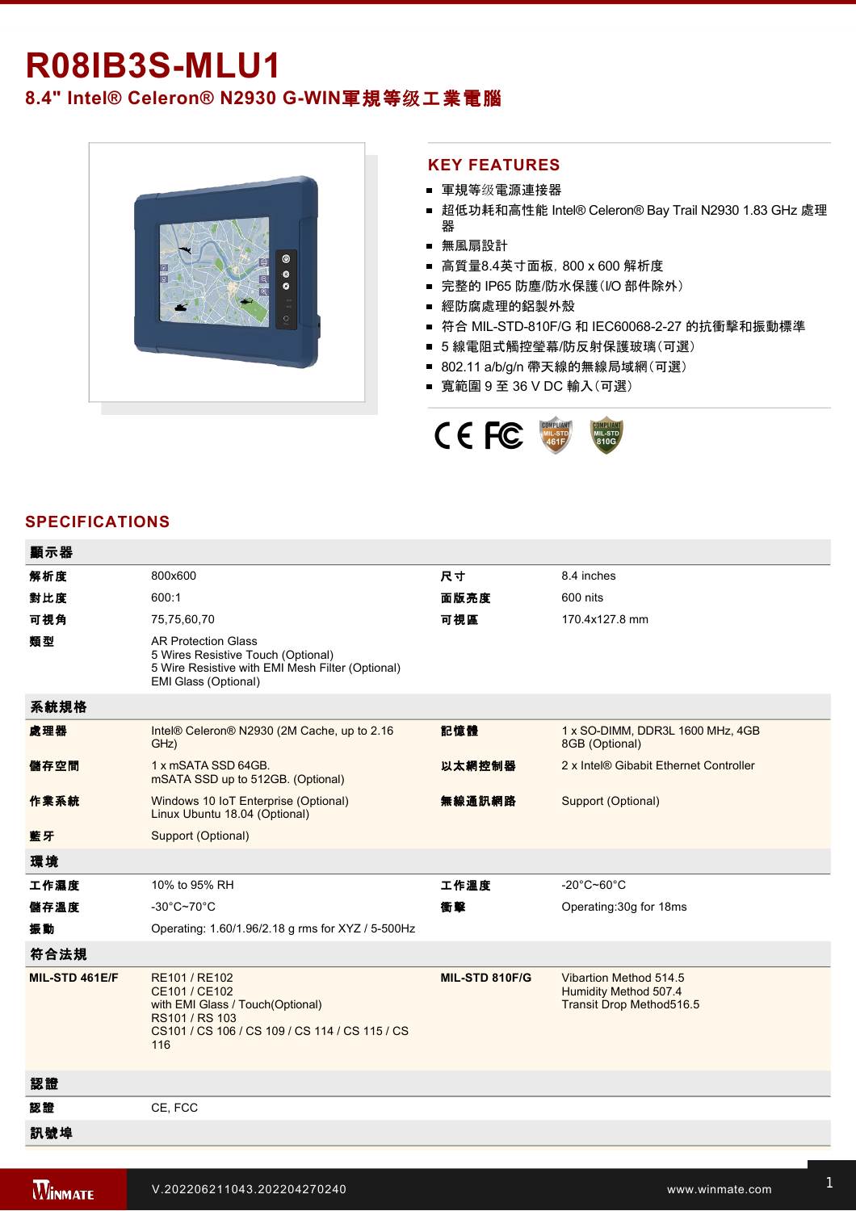# R08IB3S-MLU1

## 8.4" Intel® Celeron® N2930 G-WIN軍規等级工業電腦

## KEY FEATURES

- 軍規等级電源連接器
- 超低功耗和高性能 Intel® Celeron® Bay Trail N2930 1.83 GHz 處理器
- 無風扇設計
- 高質量8.4英寸面板，800 x 600 解析度
- 完整的 IP65 防塵/防水保護(I/O 部件除外)
- 經防腐處理的鋁製外殼
- 符合 MIL-STD-810F/G 和 IEC60068-2-27 的抗衝擊和振動標準
- 5 線電阻式觸控螢幕/防反射保護玻璃(可選)
- 802.11 a/b/g/n 帶天線的無線局域網(可選)
- 寬範圍 9 至 36 V DC 輸入(可選)

## SPECIFICATIONS

| 顯示器 | | | |
|---|---|---|---|
| 解析度 | 800x600 | 尺寸 | 8.4 inches |
| 對比度 | 600:1 | 面版亮度 | 600 nits |
| 可視角 | 75,75,60,70 | 可視區 | 170.4x127.8 mm |
| 類型 | AR Protection Glass<br>5 Wires Resistive Touch (Optional)<br>5 Wire Resistive with EMI Mesh Filter (Optional)<br>EMI Glass (Optional) | | |
| **系統規格** | | | |
| 處理器 | Intel® Celeron® N2930 (2M Cache, up to 2.16 GHz) | 記憶體 | 1 x SO-DIMM, DDR3L 1600 MHz, 4GB<br>8GB (Optional) |
| 儲存空間 | 1 x mSATA SSD 64GB.<br>mSATA SSD up to 512GB. (Optional) | 以太網控制器 | 2 x Intel® Gibabit Ethernet Controller |
| 作業系統 | Windows 10 IoT Enterprise (Optional)<br>Linux Ubuntu 18.04 (Optional) | 無線通訊網路 | Support (Optional) |
| 藍牙 | Support (Optional) | | |
| **環境** | | | |
| 工作濕度 | 10% to 95% RH | 工作溫度 | -20°C~60°C |
| 儲存溫度 | -30°C~70°C | 衝擊 | Operating:30g for 18ms |
| 振動 | Operating: 1.60/1.96/2.18 g rms for XYZ / 5-500Hz | | |
| **符合法規** | | | |
| MIL-STD 461E/F | RE101 / RE102<br>CE101 / CE102<br>with EMI Glass / Touch(Optional)<br>RS101 / RS 103<br>CS101 / CS 106 / CS 109 / CS 114 / CS 115 / CS 116 | MIL-STD 810F/G | Vibartion Method 514.5<br>Humidity Method 507.4<br>Transit Drop Method516.5 |
| **認證** | | | |
| 認證 | CE, FCC | | |
| **訊號埠** | | | |

V.202206211043.202204270240

www.winmate.com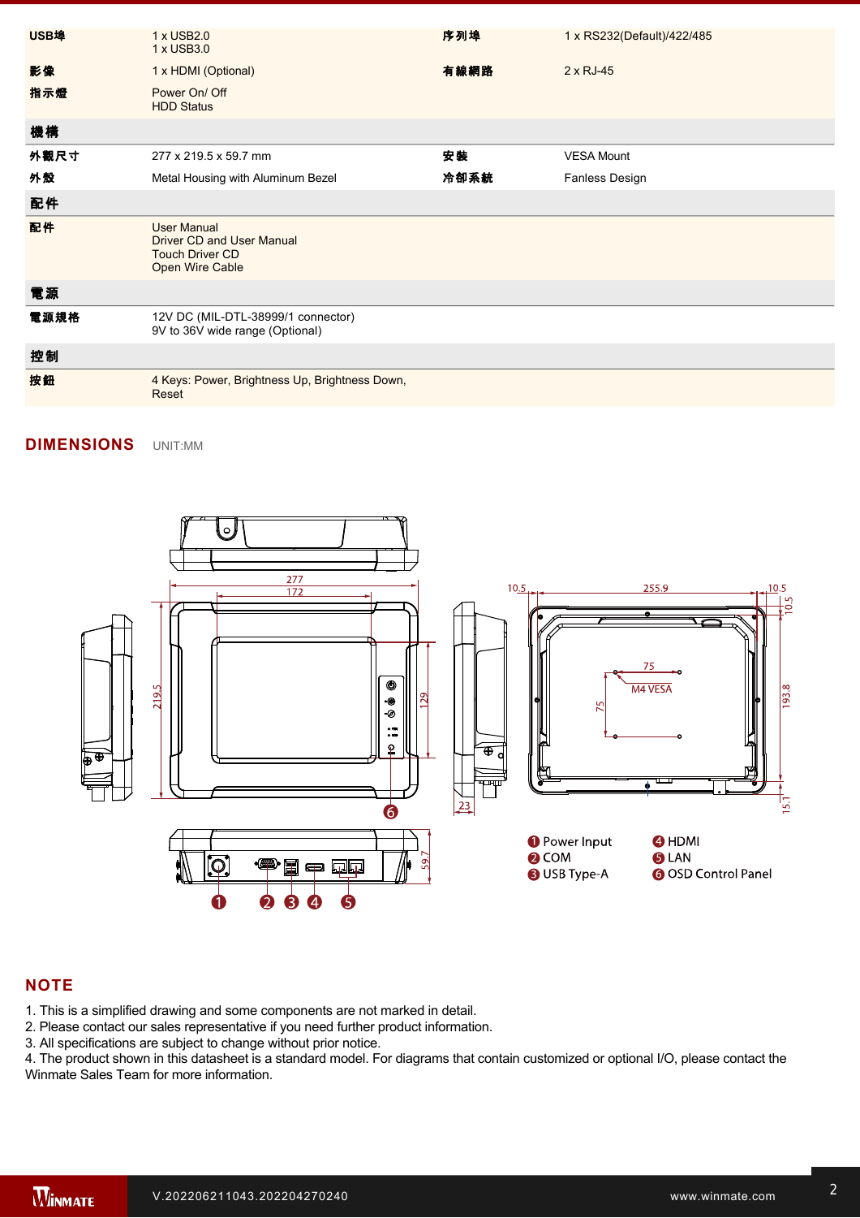| | | | |
|---|---|---|---|
| USB埠 | 1 x USB2.0<br>1 x USB3.0 | 序列埠 | 1 x RS232(Default)/422/485 |
| 影像 | 1 x HDMI (Optional) | 有線網路 | 2 x RJ-45 |
| 指示燈 | Power On/ Off<br>HDD Status | | |

## 機構

| | | | |
|---|---|---|---|
| 外觀尺寸 | 277 x 219.5 x 59.7 mm | 安裝 | VESA Mount |
| 外殼 | Metal Housing with Aluminum Bezel | 冷卻系統 | Fanless Design |

## 配件

| | |
|---|---|
| 配件 | User Manual<br>Driver CD and User Manual<br>Touch Driver CD<br>Open Wire Cable |

## 電源

| | |
|---|---|
| 電源規格 | 12V DC (MIL-DTL-38999/1 connector)<br>9V to 36V wide range (Optional) |

## 控制

| | |
|---|---|
| 按鈕 | 4 Keys: Power, Brightness Up, Brightness Down,<br>Reset |

## DIMENSIONS UNIT:MM

277
172
219.5
129
23
59.7
10.5
255.9
10.5
10.5
75
M4 VESA
75
193.8
15.1

❶ Power Input
❷ COM
❸ USB Type-A
❹ HDMI
❺ LAN
❻ OSD Control Panel

## NOTE

1. This is a simplified drawing and some components are not marked in detail.
2. Please contact our sales representative if you need further product information.
3. All specifications are subject to change without prior notice.
4. The product shown in this datasheet is a standard model. For diagrams that contain customized or optional I/O, please contact the Winmate Sales Team for more information.